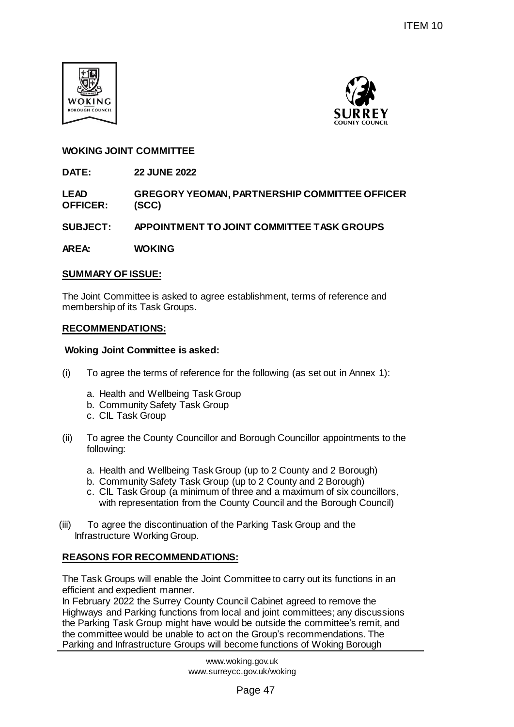ITEM 10

**WOKING JOINT COMMITTEE**

**DATE:** **22 JUNE 2022**

**LEAD OFFICER:** **GREGORY YEOMAN, PARTNERSHIP COMMITTEE OFFICER (SCC)**

**SUBJECT:** **APPOINTMENT TO JOINT COMMITTEE TASK GROUPS**

**AREA:** **WOKING**

## SUMMARY OF ISSUE:

The Joint Committee is asked to agree establishment, terms of reference and membership of its Task Groups.

## RECOMMENDATIONS:

**Woking Joint Committee is asked:**

(i) To agree the terms of reference for the following (as set out in Annex 1):

a. Health and Wellbeing Task Group
b. Community Safety Task Group
c. CIL Task Group

(ii) To agree the County Councillor and Borough Councillor appointments to the following:

a. Health and Wellbeing Task Group (up to 2 County and 2 Borough)
b. Community Safety Task Group (up to 2 County and 2 Borough)
c. CIL Task Group (a minimum of three and a maximum of six councillors, with representation from the County Council and the Borough Council)

(iii) To agree the discontinuation of the Parking Task Group and the Infrastructure Working Group.

## REASONS FOR RECOMMENDATIONS:

The Task Groups will enable the Joint Committee to carry out its functions in an efficient and expedient manner.

In February 2022 the Surrey County Council Cabinet agreed to remove the Highways and Parking functions from local and joint committees; any discussions the Parking Task Group might have would be outside the committee's remit, and the committee would be unable to act on the Group's recommendations. The Parking and Infrastructure Groups will become functions of Woking Borough

www.woking.gov.uk
www.surreycc.gov.uk/woking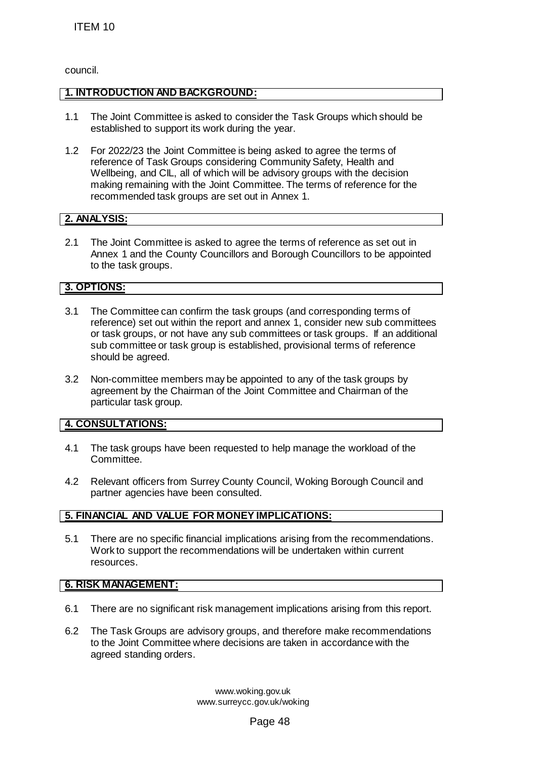council.

## 1. INTRODUCTION AND BACKGROUND:

1.1 The Joint Committee is asked to consider the Task Groups which should be established to support its work during the year.

1.2 For 2022/23 the Joint Committee is being asked to agree the terms of reference of Task Groups considering Community Safety, Health and Wellbeing, and CIL, all of which will be advisory groups with the decision making remaining with the Joint Committee. The terms of reference for the recommended task groups are set out in Annex 1.

## 2. ANALYSIS:

2.1 The Joint Committee is asked to agree the terms of reference as set out in Annex 1 and the County Councillors and Borough Councillors to be appointed to the task groups.

## 3. OPTIONS:

3.1 The Committee can confirm the task groups (and corresponding terms of reference) set out within the report and annex 1, consider new sub committees or task groups, or not have any sub committees or task groups. If an additional sub committee or task group is established, provisional terms of reference should be agreed.

3.2 Non-committee members may be appointed to any of the task groups by agreement by the Chairman of the Joint Committee and Chairman of the particular task group.

## 4. CONSULTATIONS:

4.1 The task groups have been requested to help manage the workload of the Committee.

4.2 Relevant officers from Surrey County Council, Woking Borough Council and partner agencies have been consulted.

## 5. FINANCIAL AND VALUE FOR MONEY IMPLICATIONS:

5.1 There are no specific financial implications arising from the recommendations. Work to support the recommendations will be undertaken within current resources.

## 6. RISK MANAGEMENT:

6.1 There are no significant risk management implications arising from this report.

6.2 The Task Groups are advisory groups, and therefore make recommendations to the Joint Committee where decisions are taken in accordance with the agreed standing orders.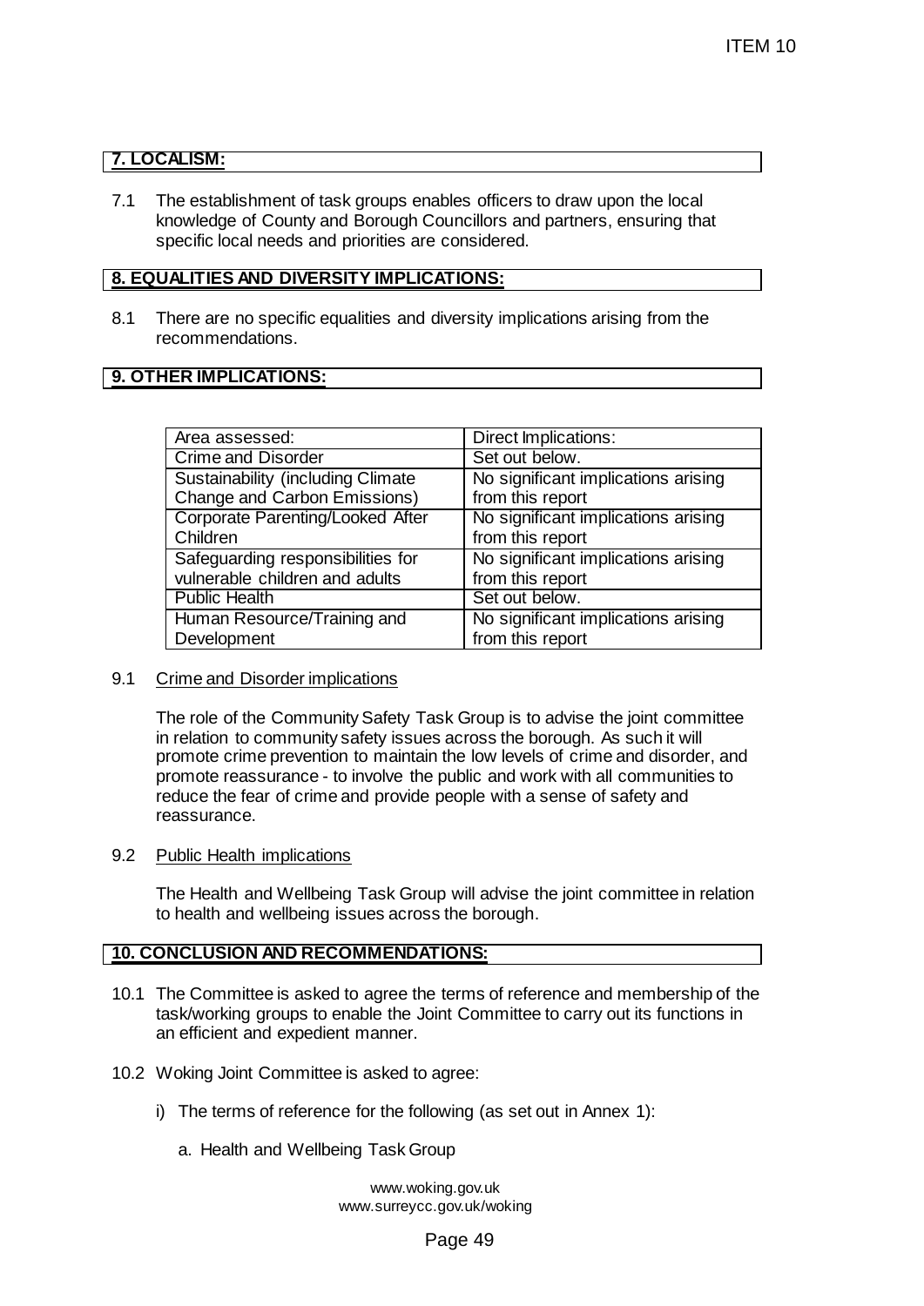## 7. LOCALISM:

7.1 The establishment of task groups enables officers to draw upon the local knowledge of County and Borough Councillors and partners, ensuring that specific local needs and priorities are considered.

## 8. EQUALITIES AND DIVERSITY IMPLICATIONS:

8.1 There are no specific equalities and diversity implications arising from the recommendations.

## 9. OTHER IMPLICATIONS:

| Area assessed: | Direct Implications: |
| --- | --- |
| Crime and Disorder | Set out below. |
| Sustainability (including Climate Change and Carbon Emissions) | No significant implications arising from this report |
| Corporate Parenting/Looked After Children | No significant implications arising from this report |
| Safeguarding responsibilities for vulnerable children and adults | No significant implications arising from this report |
| Public Health | Set out below. |
| Human Resource/Training and Development | No significant implications arising from this report |

9.1 Crime and Disorder implications

The role of the Community Safety Task Group is to advise the joint committee in relation to community safety issues across the borough. As such it will promote crime prevention to maintain the low levels of crime and disorder, and promote reassurance - to involve the public and work with all communities to reduce the fear of crime and provide people with a sense of safety and reassurance.

9.2 Public Health implications

The Health and Wellbeing Task Group will advise the joint committee in relation to health and wellbeing issues across the borough.

## 10. CONCLUSION AND RECOMMENDATIONS:

10.1 The Committee is asked to agree the terms of reference and membership of the task/working groups to enable the Joint Committee to carry out its functions in an efficient and expedient manner.

10.2 Woking Joint Committee is asked to agree:

i) The terms of reference for the following (as set out in Annex 1):

a. Health and Wellbeing Task Group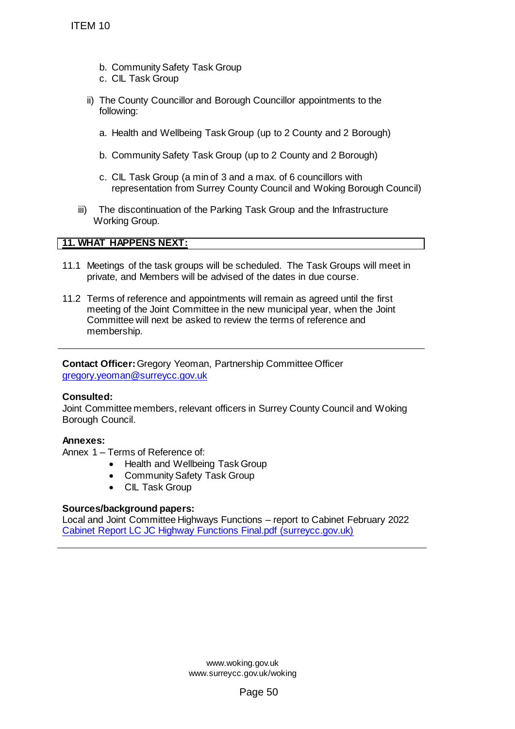b. Community Safety Task Group
c. CIL Task Group

ii) The County Councillor and Borough Councillor appointments to the following:

a. Health and Wellbeing Task Group (up to 2 County and 2 Borough)

b. Community Safety Task Group (up to 2 County and 2 Borough)

c. CIL Task Group (a min of 3 and a max. of 6 councillors with representation from Surrey County Council and Woking Borough Council)

iii) The discontinuation of the Parking Task Group and the Infrastructure Working Group.

## 11. WHAT HAPPENS NEXT:

11.1 Meetings of the task groups will be scheduled. The Task Groups will meet in private, and Members will be advised of the dates in due course.

11.2 Terms of reference and appointments will remain as agreed until the first meeting of the Joint Committee in the new municipal year, when the Joint Committee will next be asked to review the terms of reference and membership.

---

**Contact Officer:** Gregory Yeoman, Partnership Committee Officer
[gregory.yeoman@surreycc.gov.uk](mailto:gregory.yeoman@surreycc.gov.uk)

**Consulted:**
Joint Committee members, relevant officers in Surrey County Council and Woking Borough Council.

**Annexes:**
Annex 1 – Terms of Reference of:

- Health and Wellbeing Task Group
- Community Safety Task Group
- CIL Task Group

**Sources/background papers:**
Local and Joint Committee Highways Functions – report to Cabinet February 2022
Cabinet Report LC JC Highway Functions Final.pdf (surreycc.gov.uk)